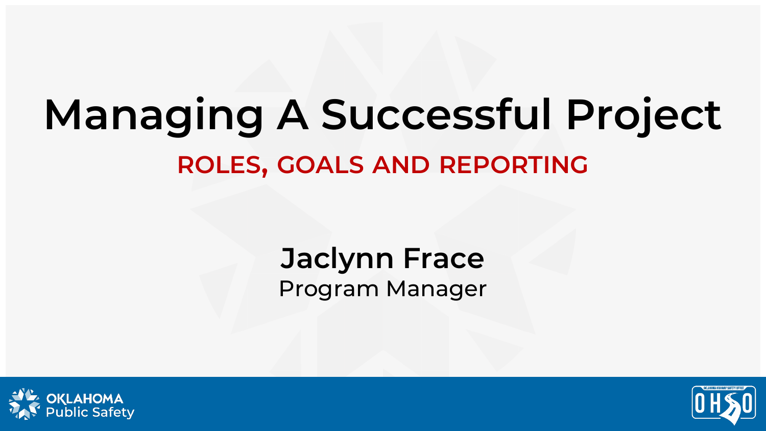# Managing A Successful Project

## ROLES, GOALS AND REPORTING

**Jaclynn Frace**

Program Manager

OKLAHOMA Public Safety

OHSO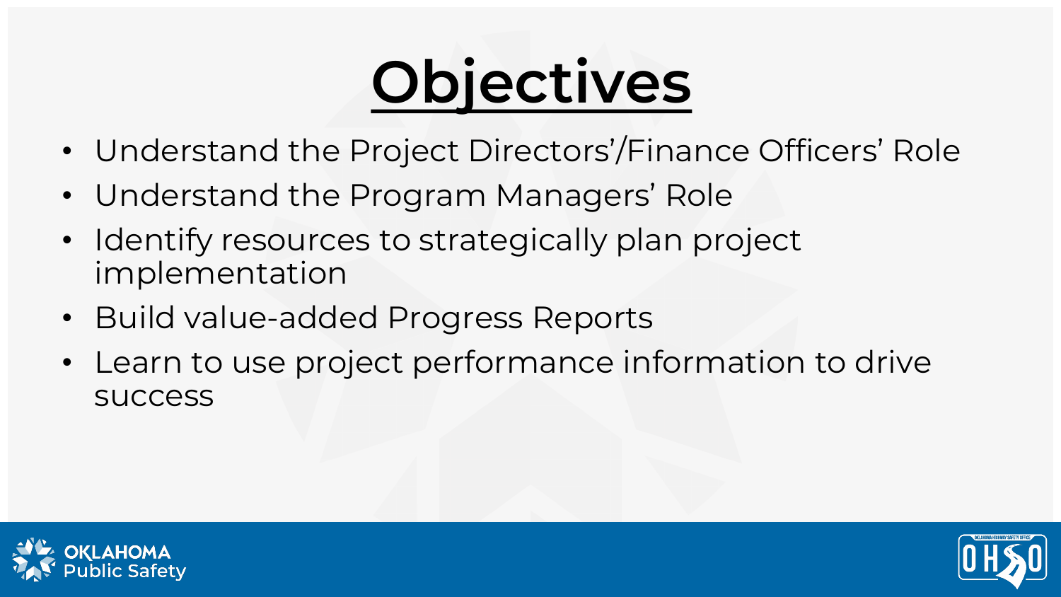# Objectives

- Understand the Project Directors'/Finance Officers' Role
- Understand the Program Managers' Role
- Identify resources to strategically plan project implementation
- Build value-added Progress Reports
- Learn to use project performance information to drive success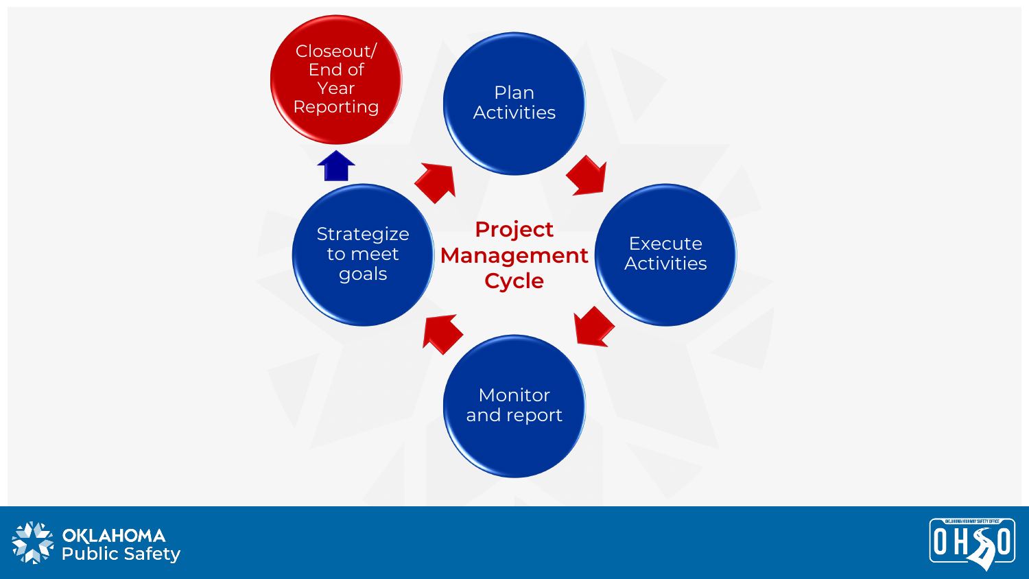# Project Management Cycle

- Plan Activities
- Execute Activities
- Monitor and report
- Strategize to meet goals
- Closeout/ End of Year Reporting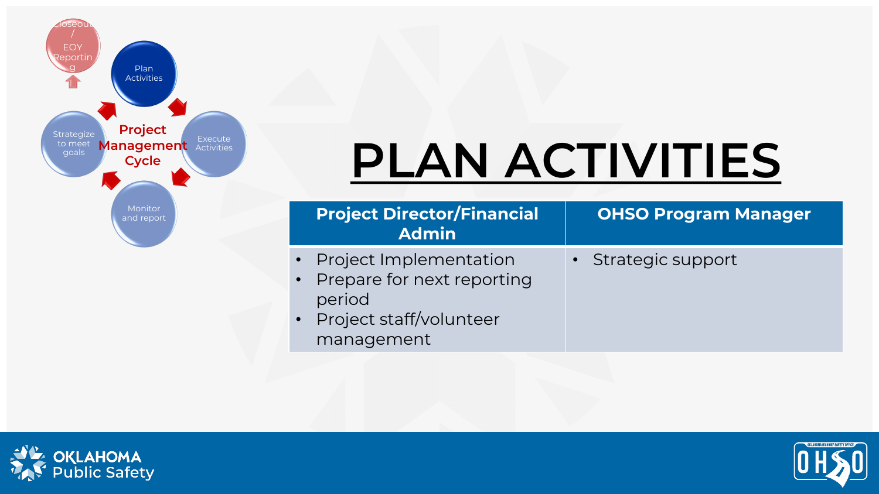Closeout / EOY Reporting

Plan Activities

Execute Activities

Monitor and report

Strategize to meet goals

**Project Management Cycle**

# PLAN ACTIVITIES

| Project Director/Financial Admin | OHSO Program Manager |
|---|---|
| • Project Implementation<br>• Prepare for next reporting period<br>• Project staff/volunteer management | • Strategic support |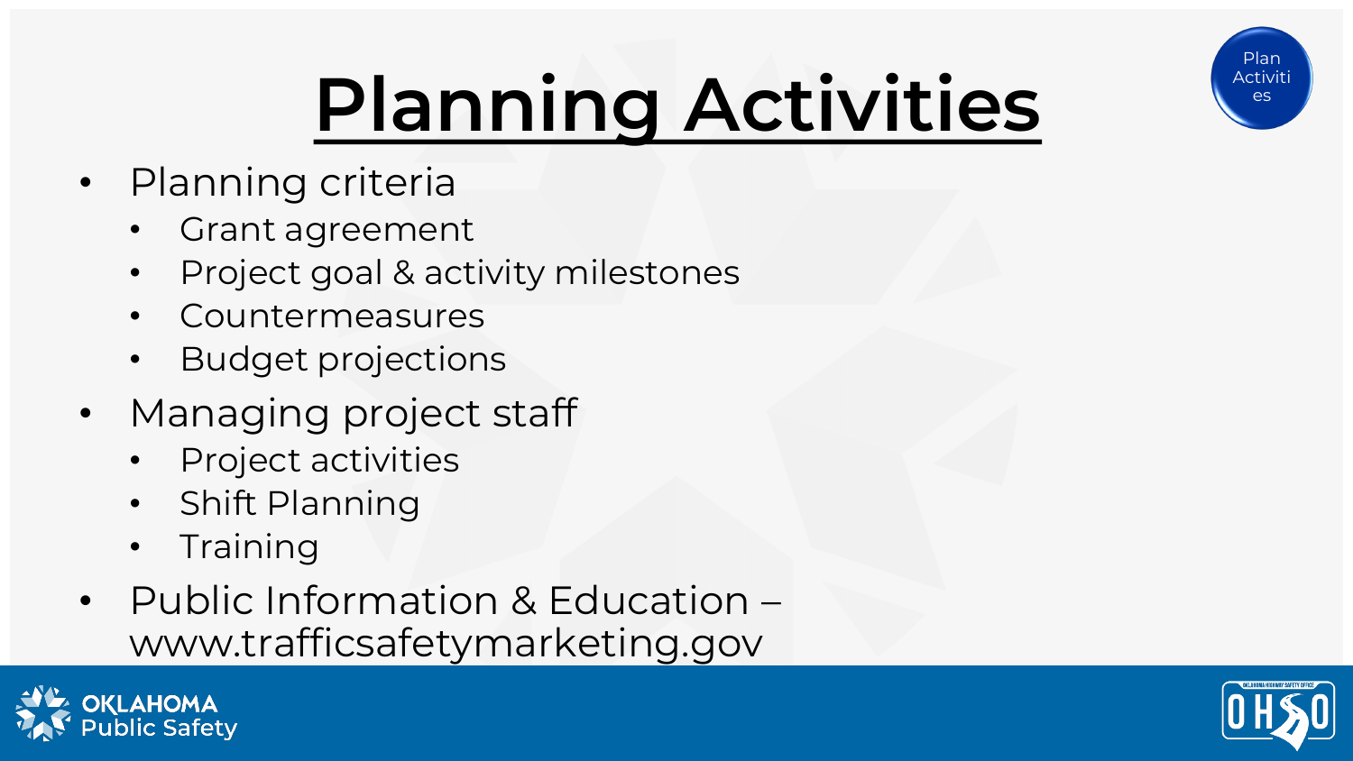# Planning Activities

- Planning criteria
  - Grant agreement
  - Project goal & activity milestones
  - Countermeasures
  - Budget projections
- Managing project staff
  - Project activities
  - Shift Planning
  - Training
- Public Information & Education – www.trafficsafetymarketing.gov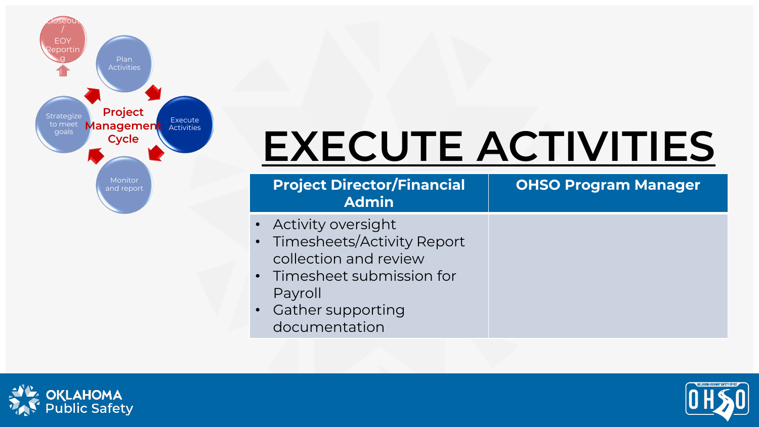Closeout / EOY Reporting

Plan Activities

Execute Activities

Monitor and report

Strategize to meet goals

**Project Management Cycle**

# EXECUTE ACTIVITIES

| Project Director/Financial Admin | OHSO Program Manager |
|---|---|
| • Activity oversight<br>• Timesheets/Activity Report collection and review<br>• Timesheet submission for Payroll<br>• Gather supporting documentation | |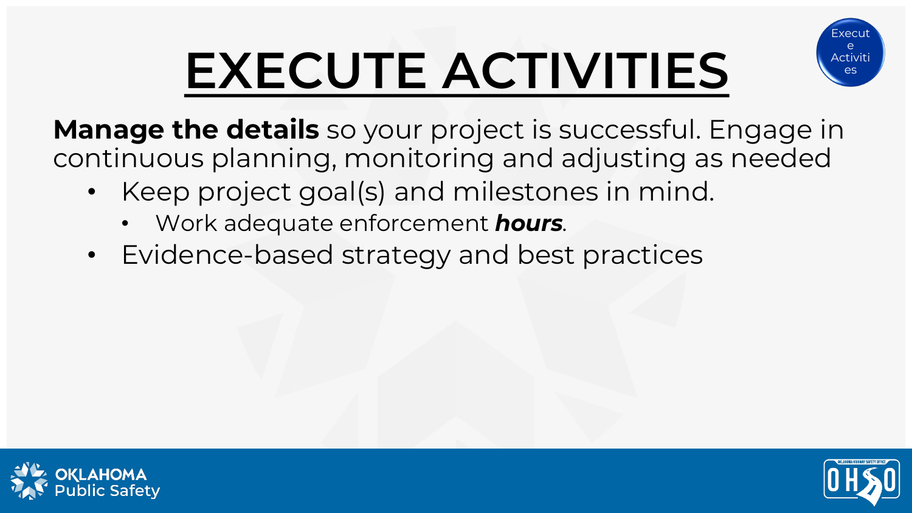# EXECUTE ACTIVITIES

Execute Activities

**Manage the details** so your project is successful. Engage in continuous planning, monitoring and adjusting as needed

- Keep project goal(s) and milestones in mind.
  - Work adequate enforcement ***hours***.
- Evidence-based strategy and best practices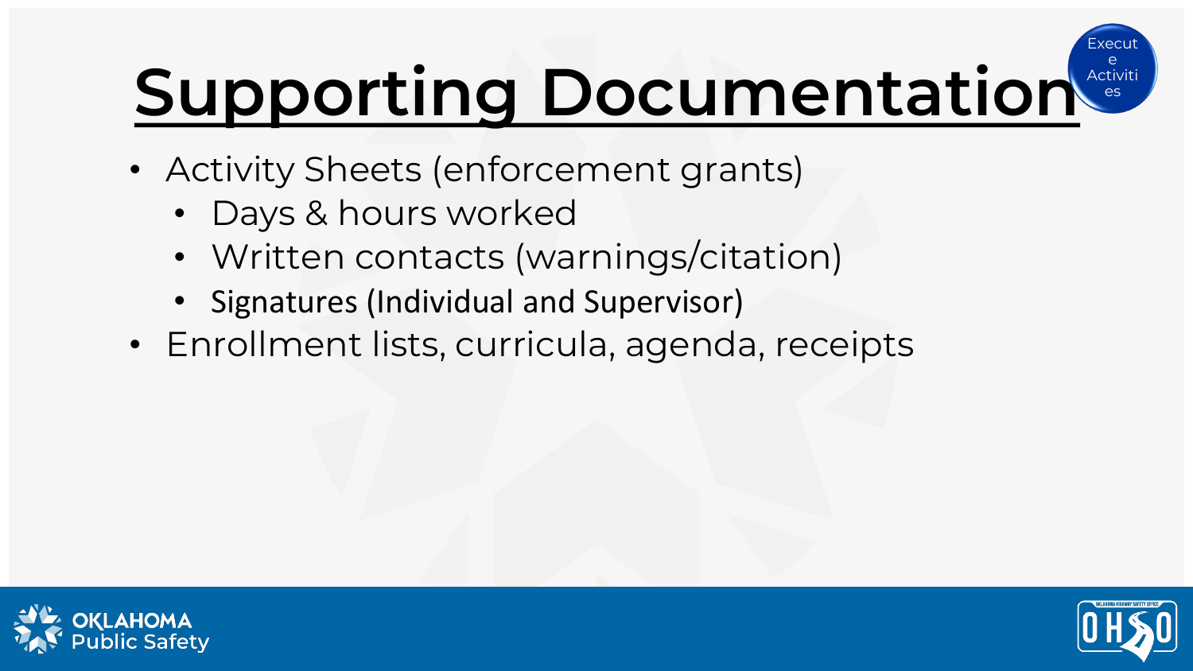# Supporting Documentation

Execute Activities

- Activity Sheets (enforcement grants)
  - Days & hours worked
  - Written contacts (warnings/citation)
  - Signatures (Individual and Supervisor)
- Enrollment lists, curricula, agenda, receipts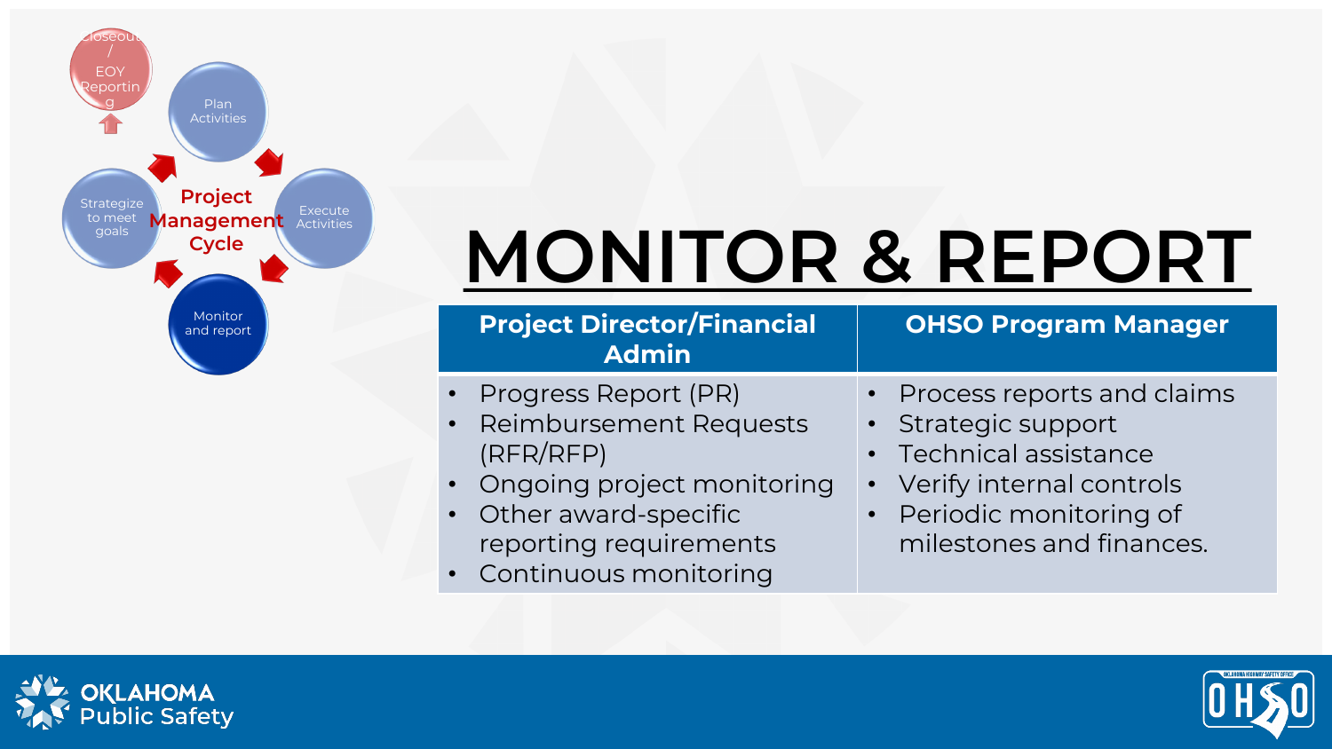Closeout / EOY Reporting

Plan Activities

Execute Activities

Monitor and report

Strategize to meet goals

**Project Management Cycle**

# MONITOR & REPORT

| Project Director/Financial Admin | OHSO Program Manager |
|---|---|
| • Progress Report (PR)<br>• Reimbursement Requests (RFR/RFP)<br>• Ongoing project monitoring<br>• Other award-specific reporting requirements<br>• Continuous monitoring | • Process reports and claims<br>• Strategic support<br>• Technical assistance<br>• Verify internal controls<br>• Periodic monitoring of milestones and finances. |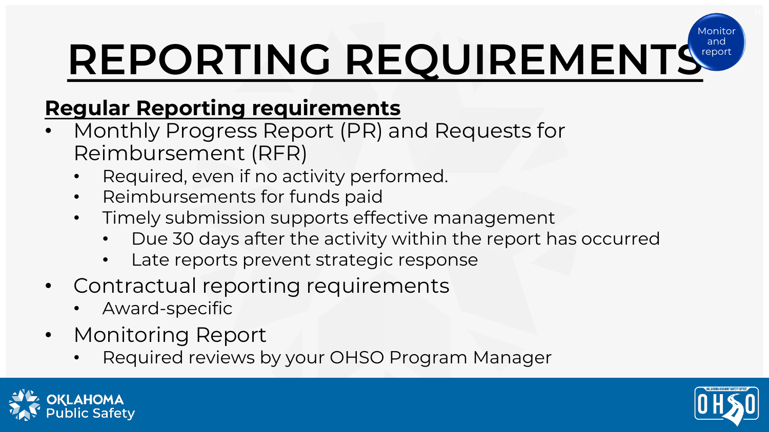# REPORTING REQUIREMENTS

Monitor and report

**Regular Reporting requirements**

- Monthly Progress Report (PR) and Requests for Reimbursement (RFR)
  - Required, even if no activity performed.
  - Reimbursements for funds paid
  - Timely submission supports effective management
    - Due 30 days after the activity within the report has occurred
    - Late reports prevent strategic response
- Contractual reporting requirements
  - Award-specific
- Monitoring Report
  - Required reviews by your OHSO Program Manager

OKLAHOMA Public Safety

OHSO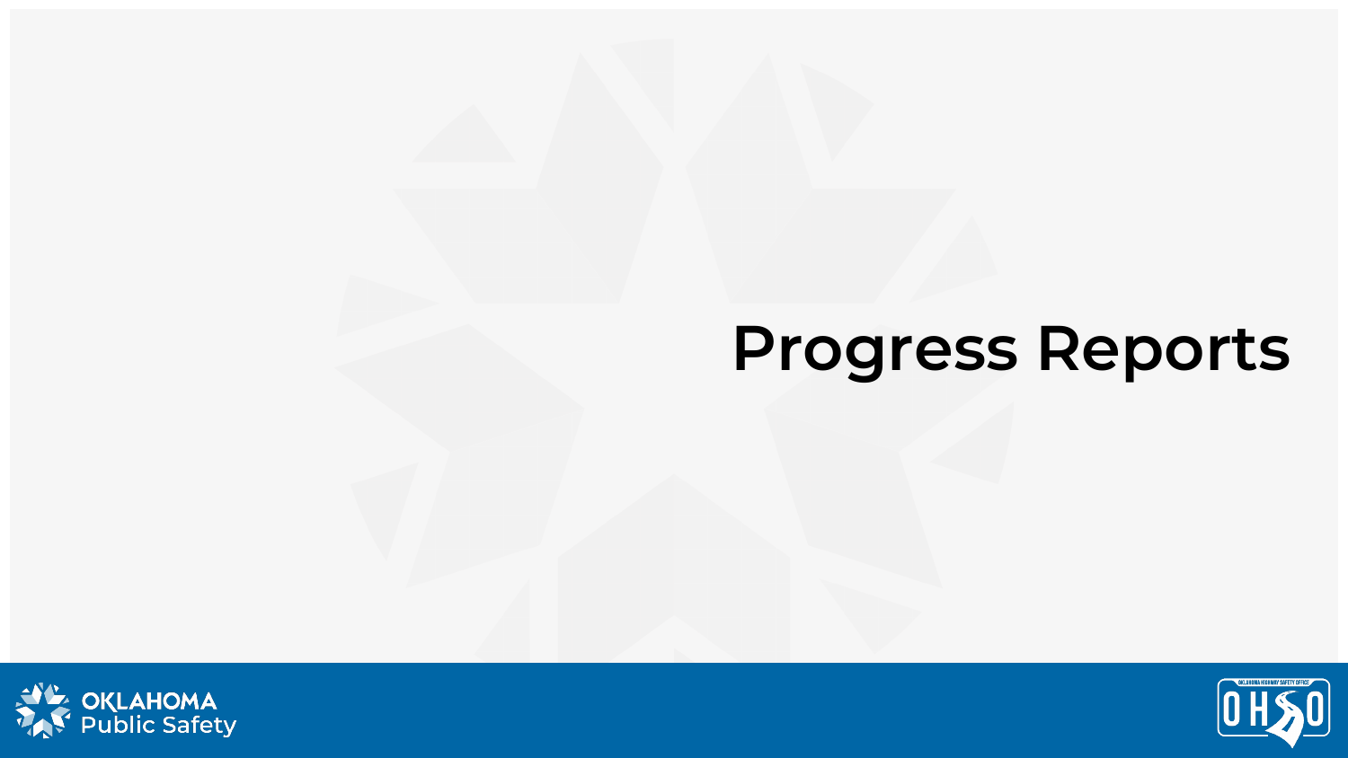# Progress Reports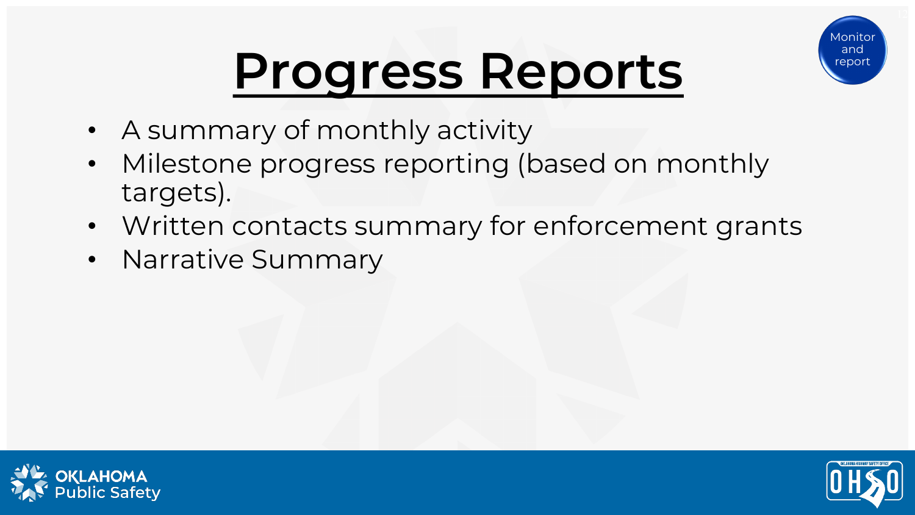# Progress Reports

Monitor and report

- A summary of monthly activity
- Milestone progress reporting (based on monthly targets).
- Written contacts summary for enforcement grants
- Narrative Summary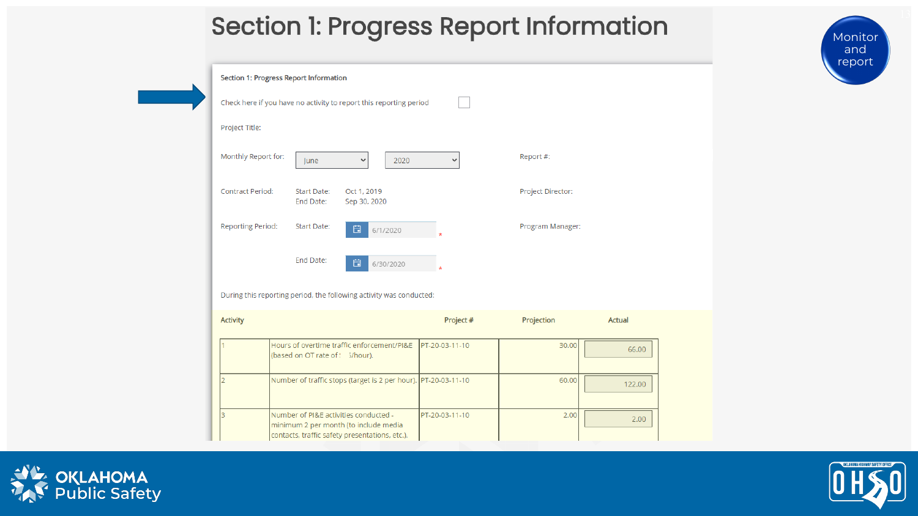# Section 1: Progress Report Information

Monitor and report

Section 1: Progress Report Information

Check here if you have no activity to report this reporting period ☐

Project Title:

Monthly Report for: June 2020

Report #:

Contract Period: Start Date: Oct 1, 2019
End Date: Sep 30, 2020

Project Director:

Reporting Period: Start Date: 6/1/2020 *
End Date: 6/30/2020 *

Program Manager:

During this reporting period, the following activity was conducted:

| Activity | | Project # | Projection | Actual |
|---|---|---|---|---|
| 1 | Hours of overtime traffic enforcement/PI&E (based on OT rate of $ /hour). | PT-20-03-11-10 | 30.00 | 66.00 |
| 2 | Number of traffic stops (target is 2 per hour). | PT-20-03-11-10 | 60.00 | 122.00 |
| 3 | Number of PI&E activities conducted - minimum 2 per month (to include media contacts, traffic safety presentations, etc.). | PT-20-03-11-10 | 2.00 | 2.00 |

OKLAHOMA Public Safety

OHSO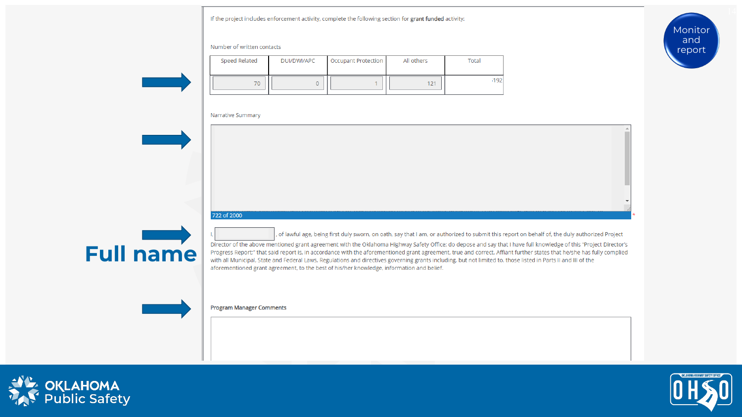Monitor and report

If the project includes enforcement activity, complete the following section for **grant funded** activity:

Number of written contacts

| Speed Related | DUI/DWI/APC | Occupant Protection | All others | Total |
|---|---|---|---|---|
| 70 | 0 | 1 | 121 | 192 |

Narrative Summary

722 of 2000

**Full name**

I, ______, of lawful age, being first duly sworn, on oath, say that I am, or authorized to submit this report on behalf of, the duly authorized Project Director of the above mentioned grant agreement with the Oklahoma Highway Safety Office; do depose and say that I have full knowledge of this "Project Director's Progress Report:" that said report is, in accordance with the aforementioned grant agreement, true and correct. Affiant further states that he/she has fully complied with all Municipal, State and Federal Laws, Regulations and directives governing grants including, but not limited to, those listed in Parts II and III of the aforementioned grant agreement, to the best of his/her knowledge, information and belief.

**Program Manager Comments**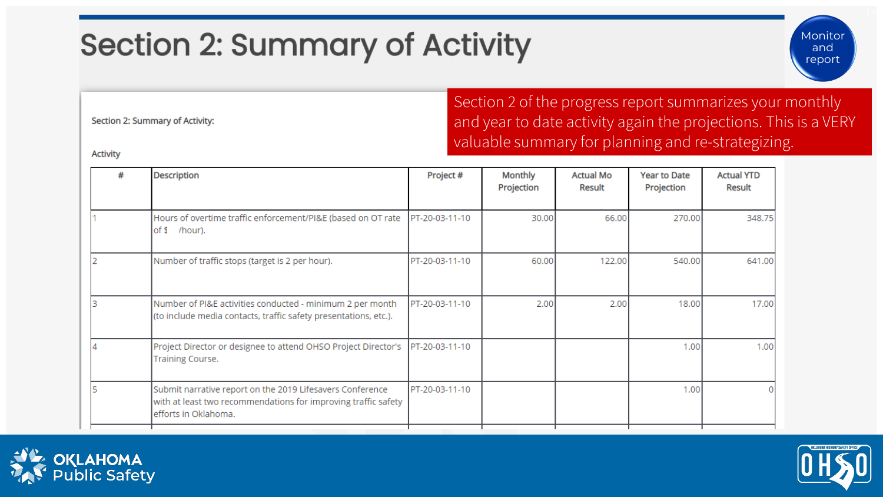# Section 2: Summary of Activity

Monitor and report

Section 2 of the progress report summarizes your monthly and year to date activity again the projections. This is a VERY valuable summary for planning and re-strategizing.

Section 2: Summary of Activity:

Activity

| # | Description | Project # | Monthly Projection | Actual Mo Result | Year to Date Projection | Actual YTD Result |
|---|---|---|---|---|---|---|
| 1 | Hours of overtime traffic enforcement/PI&E (based on OT rate of $ /hour). | PT-20-03-11-10 | 30.00 | 66.00 | 270.00 | 348.75 |
| 2 | Number of traffic stops (target is 2 per hour). | PT-20-03-11-10 | 60.00 | 122.00 | 540.00 | 641.00 |
| 3 | Number of PI&E activities conducted - minimum 2 per month (to include media contacts, traffic safety presentations, etc.). | PT-20-03-11-10 | 2.00 | 2.00 | 18.00 | 17.00 |
| 4 | Project Director or designee to attend OHSO Project Director's Training Course. | PT-20-03-11-10 | | | 1.00 | 1.00 |
| 5 | Submit narrative report on the 2019 Lifesavers Conference with at least two recommendations for improving traffic safety efforts in Oklahoma. | PT-20-03-11-10 | | | 1.00 | 0 |

OKLAHOMA Public Safety

OHSO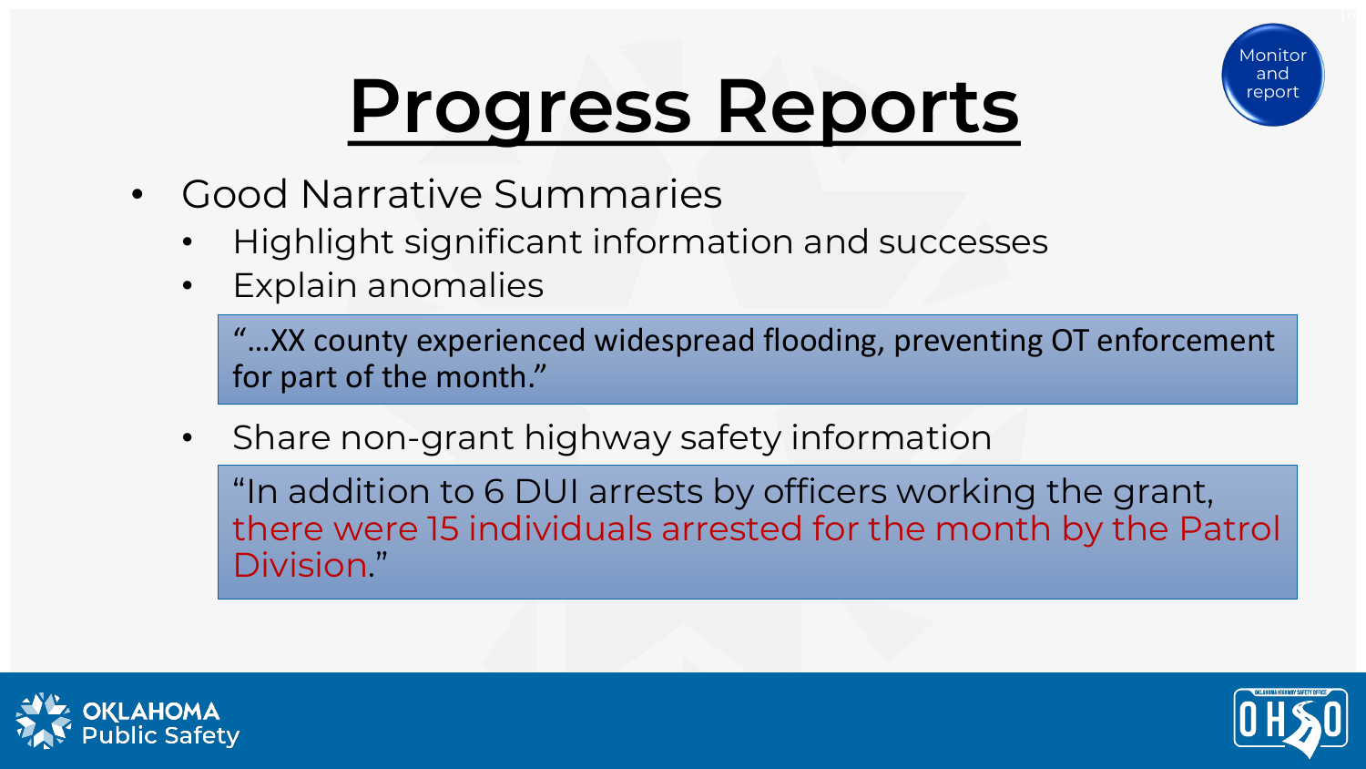# Progress Reports

Monitor and report

- Good Narrative Summaries
  - Highlight significant information and successes
  - Explain anomalies

> "…XX county experienced widespread flooding, preventing OT enforcement for part of the month."

  - Share non-grant highway safety information

> "In addition to 6 DUI arrests by officers working the grant, there were 15 individuals arrested for the month by the Patrol Division."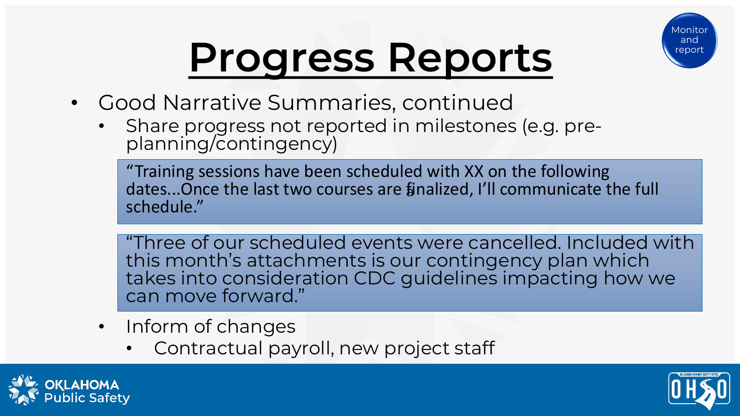# Progress Reports

Monitor and report

- Good Narrative Summaries, continued
  - Share progress not reported in milestones (e.g. pre-planning/contingency)

> "Training sessions have been scheduled with XX on the following dates…Once the last two courses are finalized, I'll communicate the full schedule."

> "Three of our scheduled events were cancelled. Included with this month's attachments is our contingency plan which takes into consideration CDC guidelines impacting how we can move forward."

  - Inform of changes
    - Contractual payroll, new project staff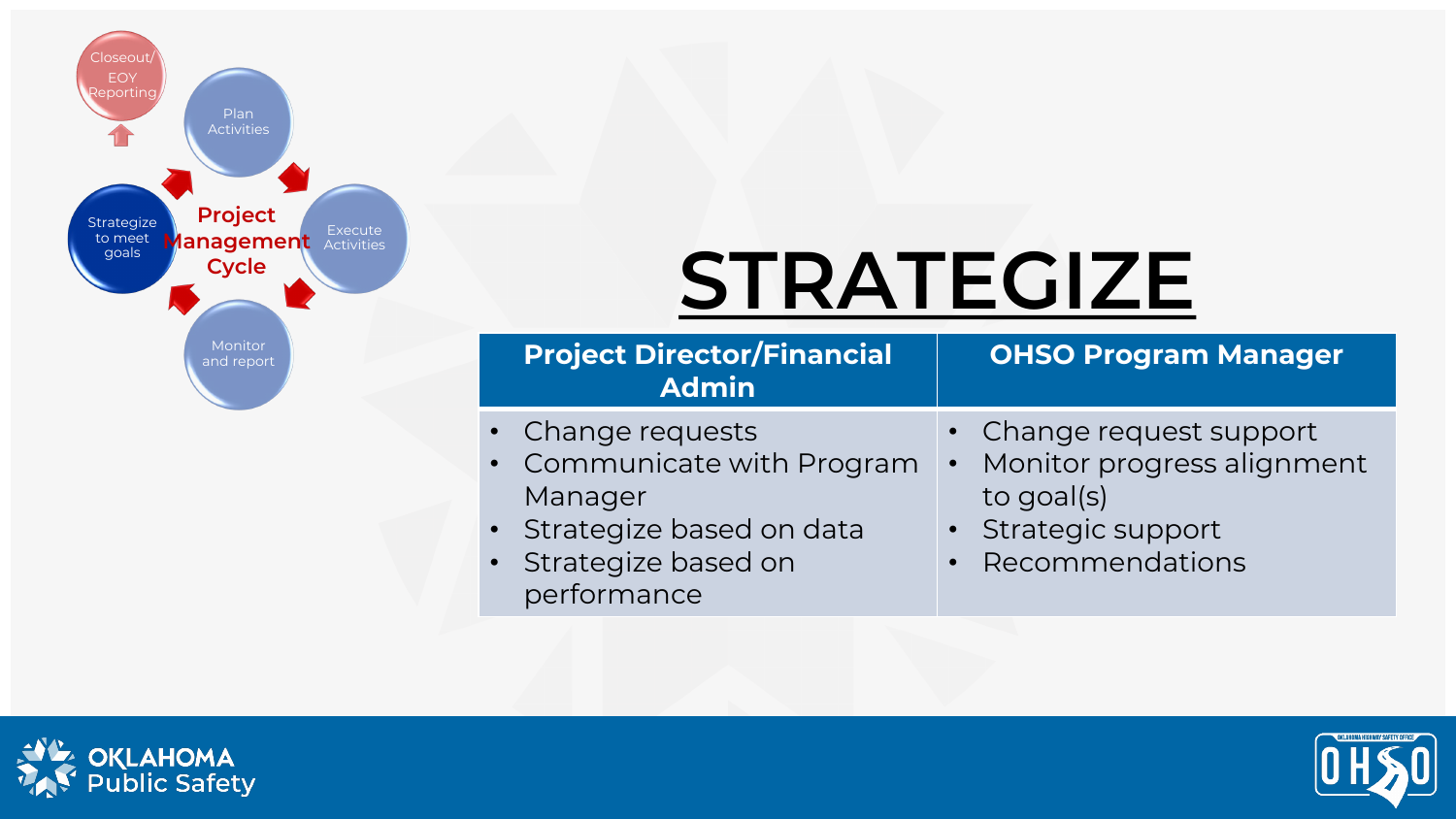Project Management Cycle

- Plan Activities
- Execute Activities
- Monitor and report
- Strategize to meet goals
- Closeout/ EOY Reporting

# STRATEGIZE

| Project Director/Financial Admin | OHSO Program Manager |
| --- | --- |
| • Change requests<br>• Communicate with Program Manager<br>• Strategize based on data<br>• Strategize based on performance | • Change request support<br>• Monitor progress alignment to goal(s)<br>• Strategic support<br>• Recommendations |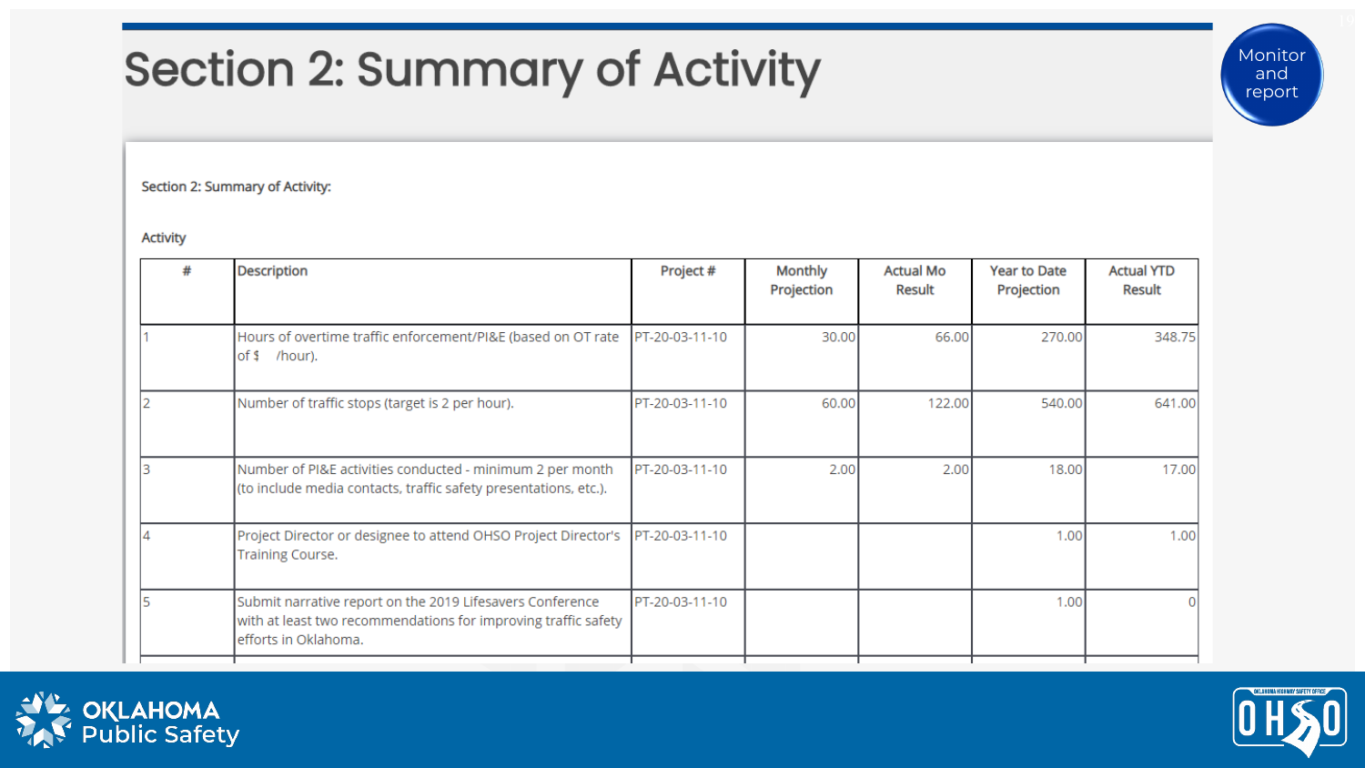# Section 2: Summary of Activity

Monitor and report

Section 2: Summary of Activity:

Activity

| # | Description | Project # | Monthly Projection | Actual Mo Result | Year to Date Projection | Actual YTD Result |
|---|---|---|---|---|---|---|
| 1 | Hours of overtime traffic enforcement/PI&E (based on OT rate of $ /hour). | PT-20-03-11-10 | 30.00 | 66.00 | 270.00 | 348.75 |
| 2 | Number of traffic stops (target is 2 per hour). | PT-20-03-11-10 | 60.00 | 122.00 | 540.00 | 641.00 |
| 3 | Number of PI&E activities conducted - minimum 2 per month (to include media contacts, traffic safety presentations, etc.). | PT-20-03-11-10 | 2.00 | 2.00 | 18.00 | 17.00 |
| 4 | Project Director or designee to attend OHSO Project Director's Training Course. | PT-20-03-11-10 | | | 1.00 | 1.00 |
| 5 | Submit narrative report on the 2019 Lifesavers Conference with at least two recommendations for improving traffic safety efforts in Oklahoma. | PT-20-03-11-10 | | | 1.00 | 0 |

OKLAHOMA Public Safety

OHSO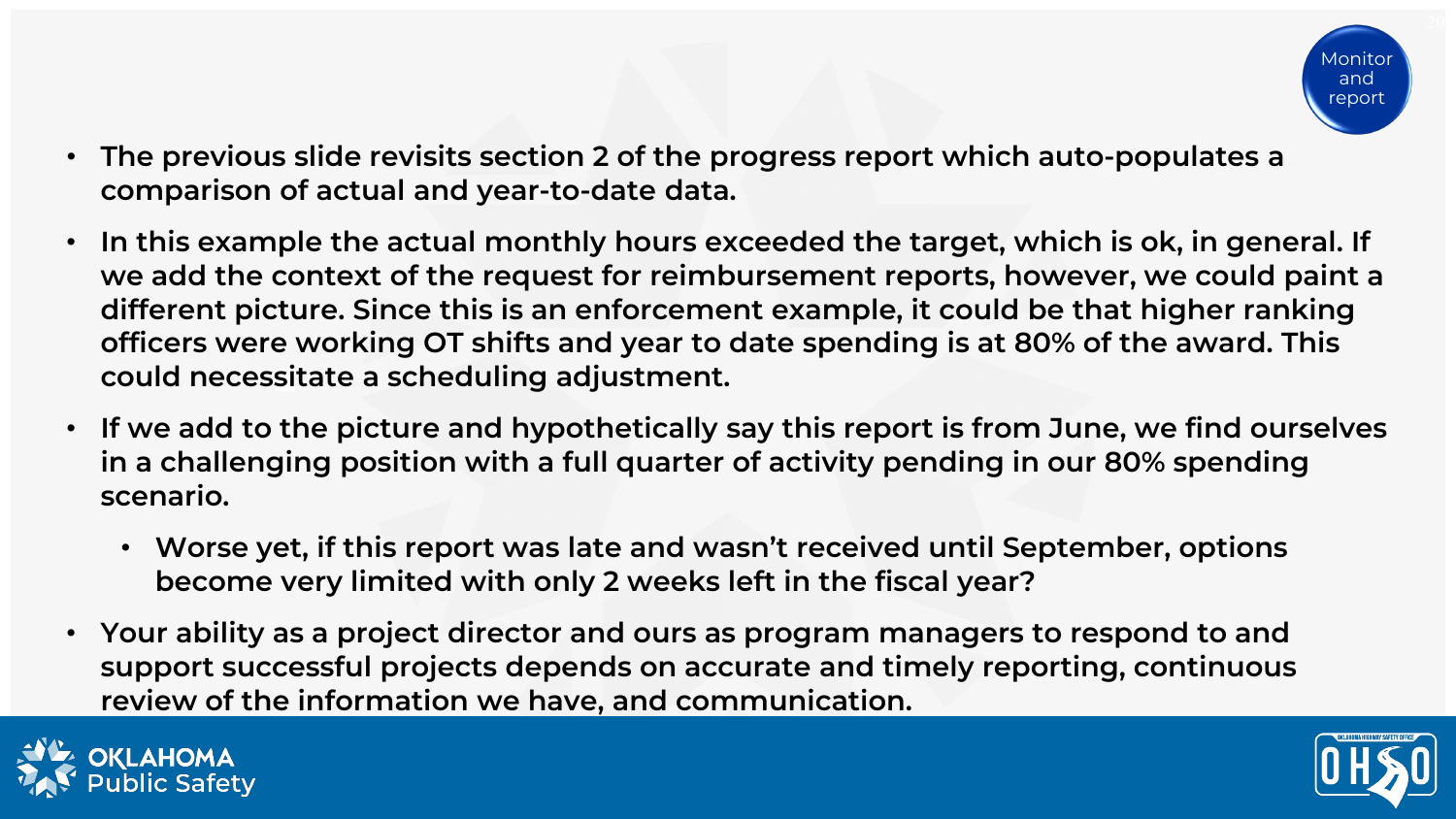Monitor and report

- The previous slide revisits section 2 of the progress report which auto-populates a comparison of actual and year-to-date data.
- In this example the actual monthly hours exceeded the target, which is ok, in general. If we add the context of the request for reimbursement reports, however, we could paint a different picture. Since this is an enforcement example, it could be that higher ranking officers were working OT shifts and year to date spending is at 80% of the award. This could necessitate a scheduling adjustment.
- If we add to the picture and hypothetically say this report is from June, we find ourselves in a challenging position with a full quarter of activity pending in our 80% spending scenario.
  - Worse yet, if this report was late and wasn't received until September, options become very limited with only 2 weeks left in the fiscal year?
- Your ability as a project director and ours as program managers to respond to and support successful projects depends on accurate and timely reporting, continuous review of the information we have, and communication.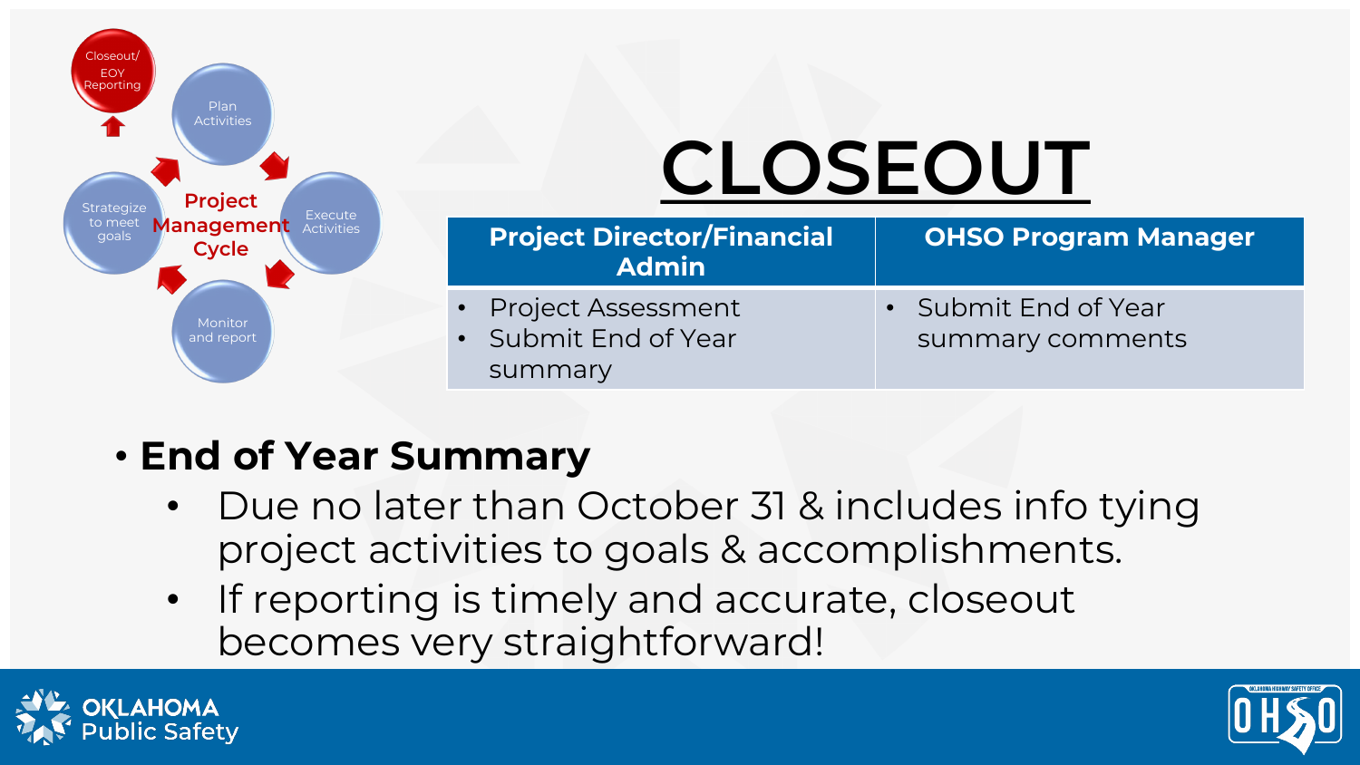Closeout/ EOY Reporting

Plan Activities

Execute Activities

Monitor and report

Strategize to meet goals

Project Management Cycle

# CLOSEOUT

| Project Director/Financial Admin | OHSO Program Manager |
|---|---|
| • Project Assessment<br>• Submit End of Year summary | • Submit End of Year summary comments |

- **End of Year Summary**
  - Due no later than October 31 & includes info tying project activities to goals & accomplishments.
  - If reporting is timely and accurate, closeout becomes very straightforward!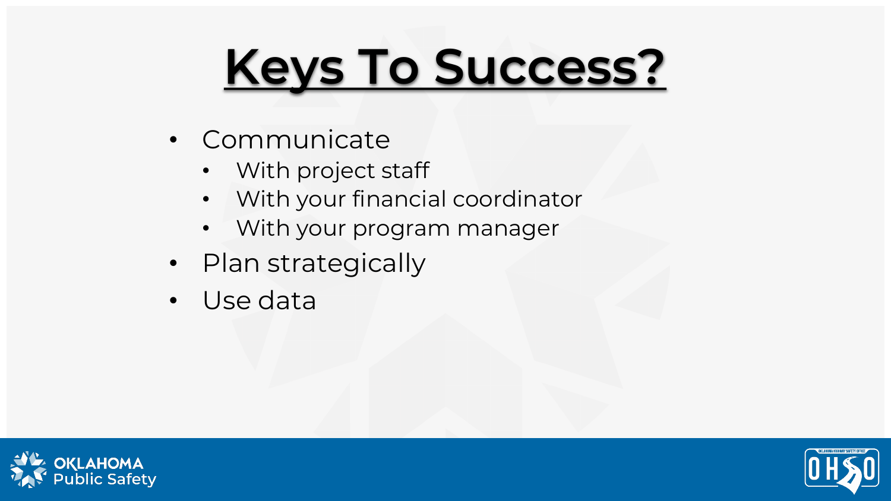# Keys To Success?

- Communicate
  - With project staff
  - With your financial coordinator
  - With your program manager
- Plan strategically
- Use data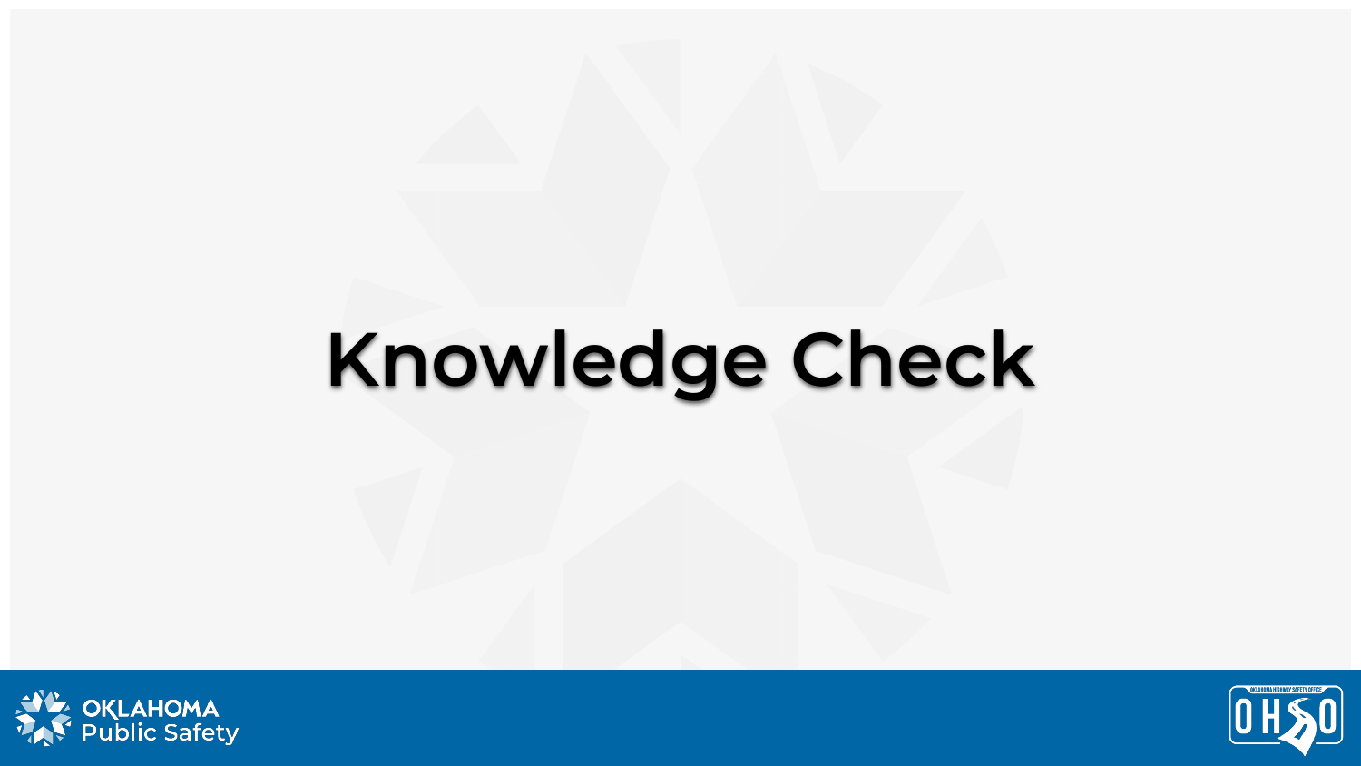# Knowledge Check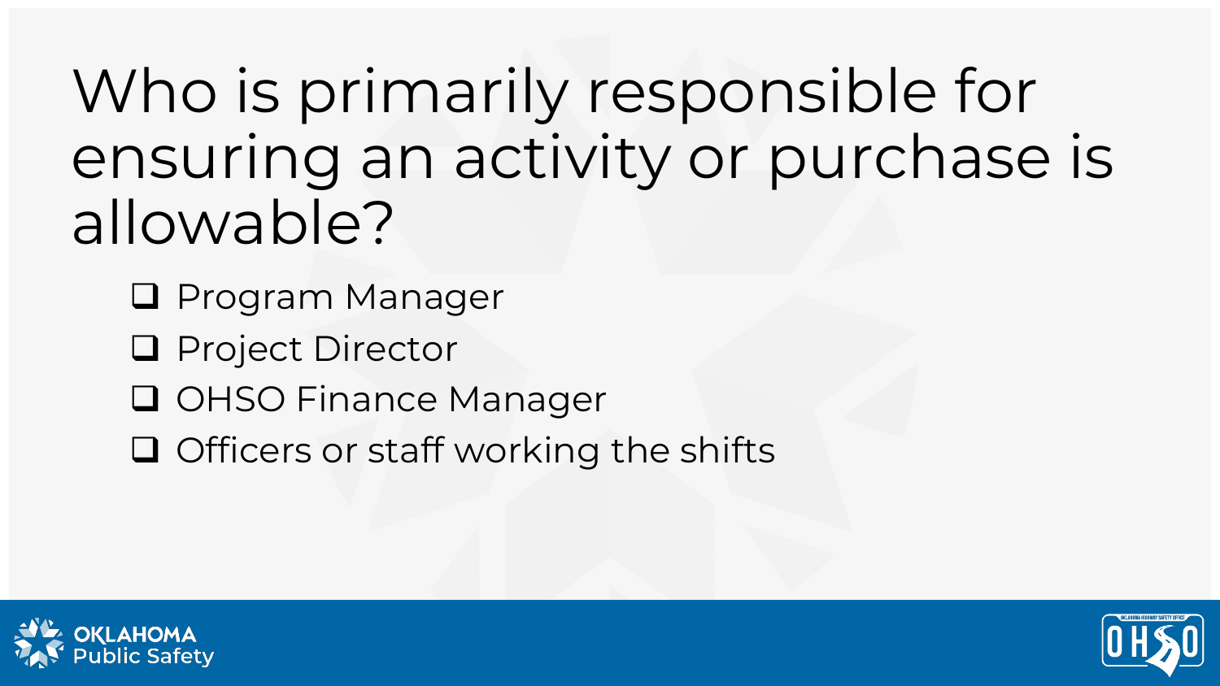# Who is primarily responsible for ensuring an activity or purchase is allowable?

- ❑ Program Manager
- ❑ Project Director
- ❑ OHSO Finance Manager
- ❑ Officers or staff working the shifts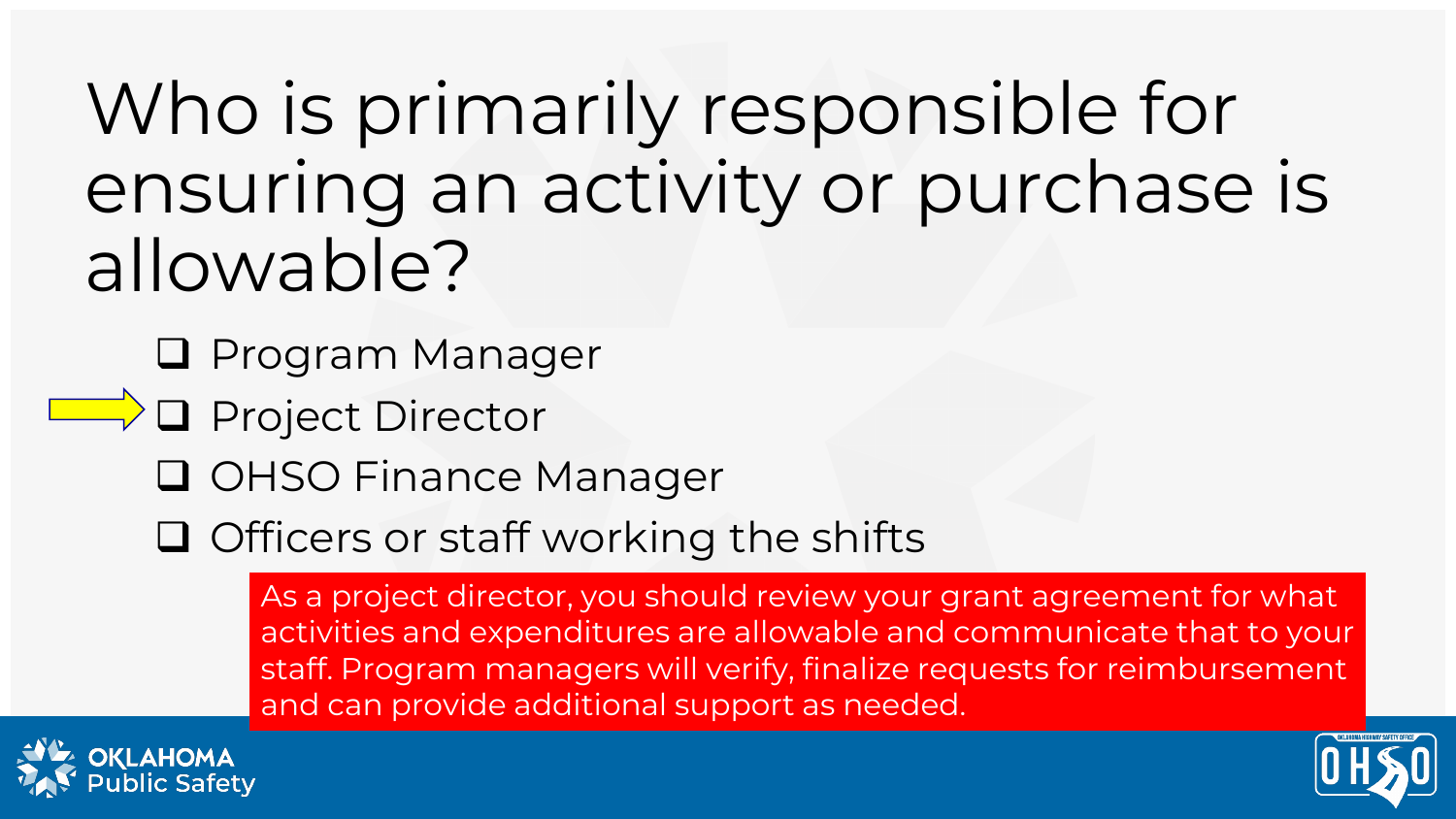# Who is primarily responsible for ensuring an activity or purchase is allowable?

- ☐ Program Manager
- ☐ Project Director
- ☐ OHSO Finance Manager
- ☐ Officers or staff working the shifts

As a project director, you should review your grant agreement for what activities and expenditures are allowable and communicate that to your staff. Program managers will verify, finalize requests for reimbursement and can provide additional support as needed.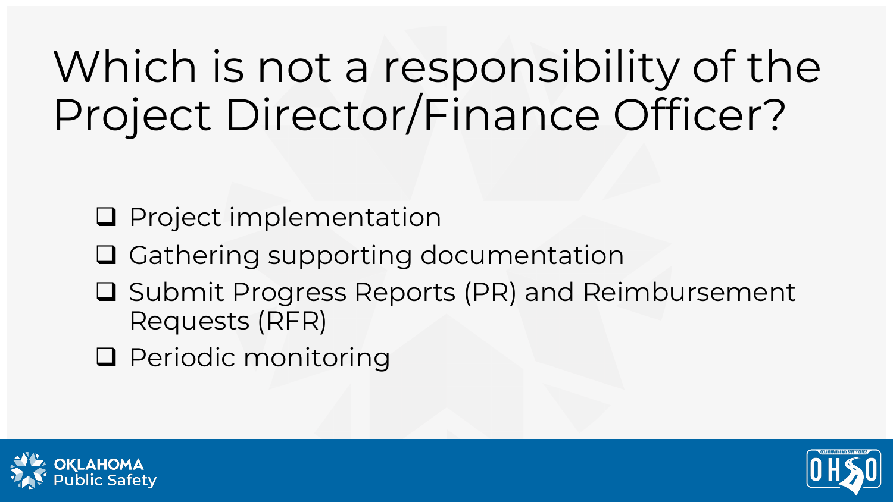# Which is not a responsibility of the Project Director/Finance Officer?

- [ ] Project implementation
- [ ] Gathering supporting documentation
- [ ] Submit Progress Reports (PR) and Reimbursement Requests (RFR)
- [ ] Periodic monitoring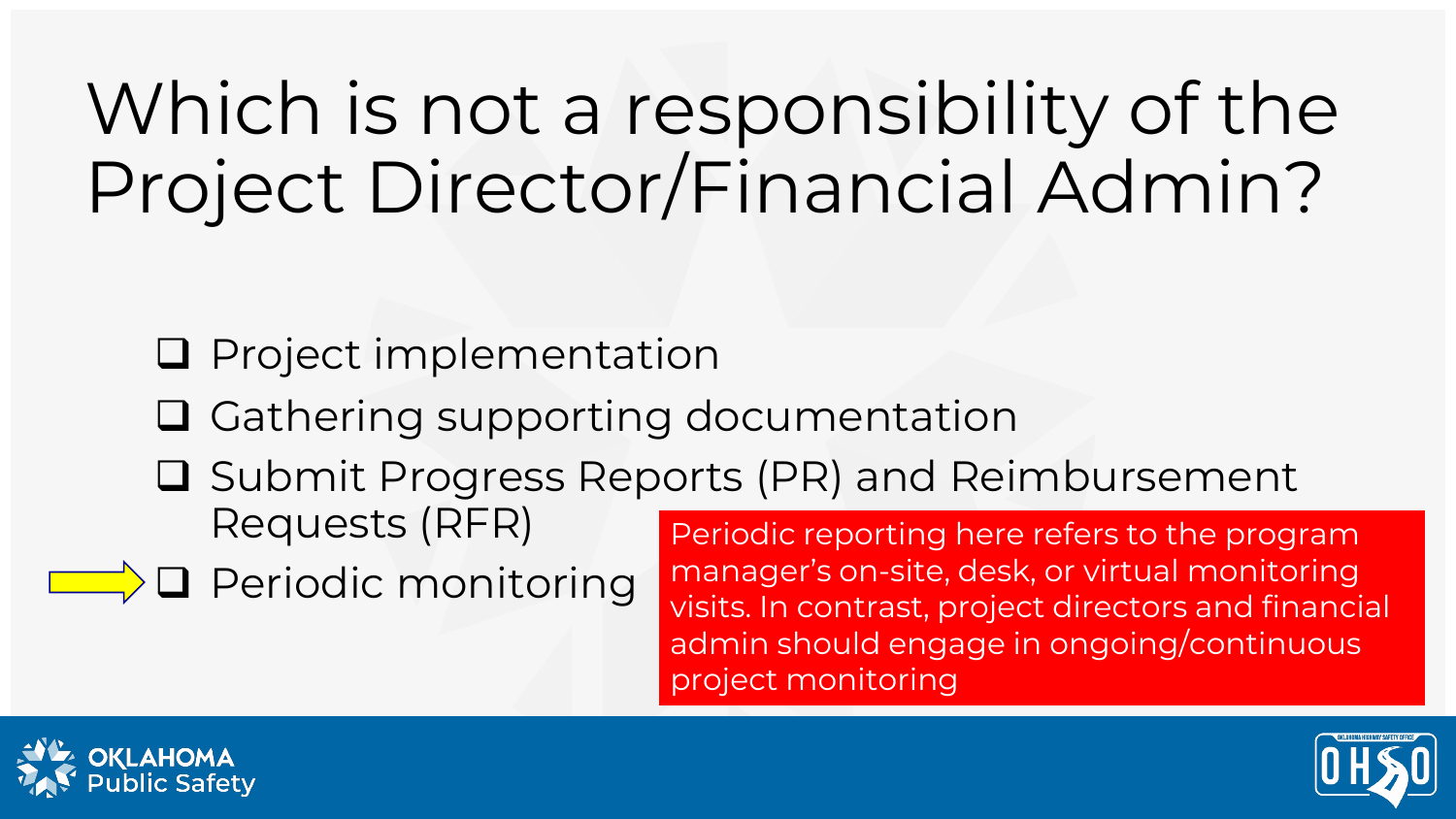# Which is not a responsibility of the Project Director/Financial Admin?

- [ ] Project implementation
- [ ] Gathering supporting documentation
- [ ] Submit Progress Reports (PR) and Reimbursement Requests (RFR)
- [ ] Periodic monitoring

Periodic reporting here refers to the program manager's on-site, desk, or virtual monitoring visits. In contrast, project directors and financial admin should engage in ongoing/continuous project monitoring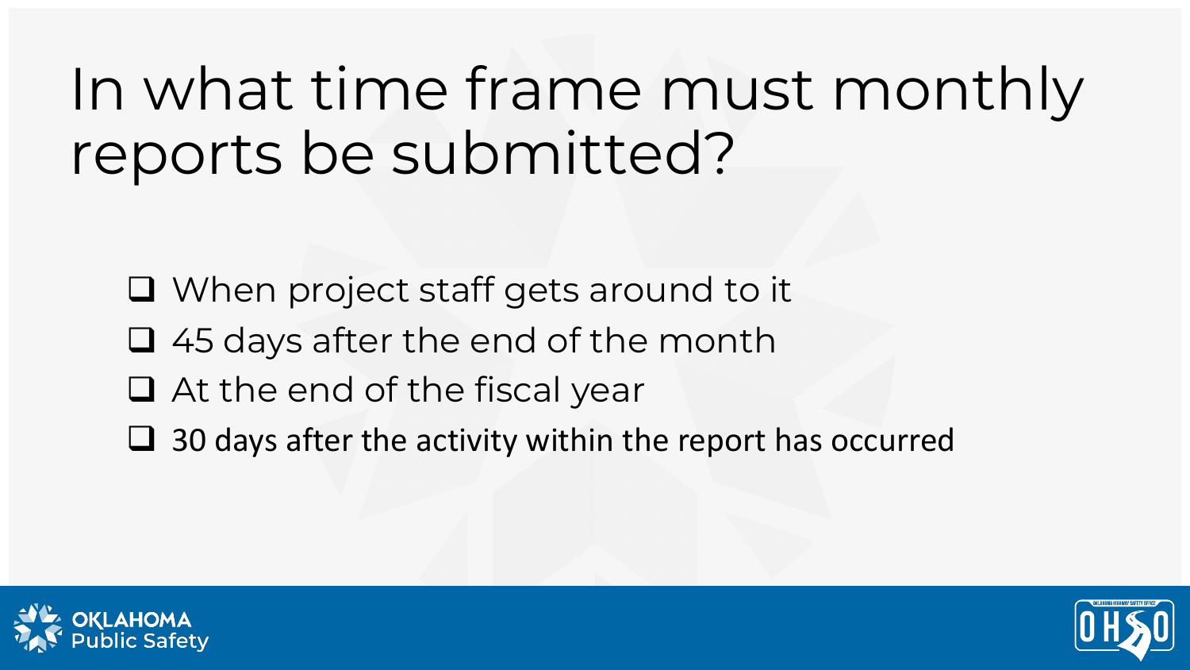# In what time frame must monthly reports be submitted?

- [ ] When project staff gets around to it
- [ ] 45 days after the end of the month
- [ ] At the end of the fiscal year
- [ ] 30 days after the activity within the report has occurred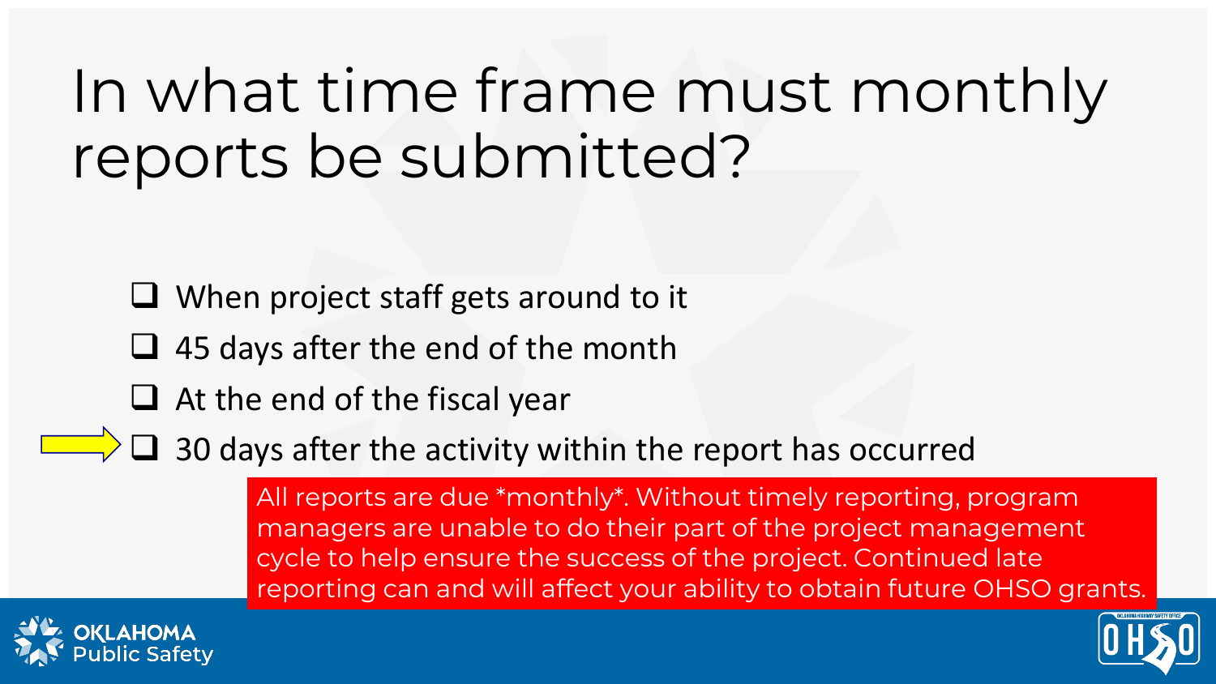# In what time frame must monthly reports be submitted?

- ☐ When project staff gets around to it
- ☐ 45 days after the end of the month
- ☐ At the end of the fiscal year
- ☐ 30 days after the activity within the report has occurred

All reports are due *monthly*. Without timely reporting, program managers are unable to do their part of the project management cycle to help ensure the success of the project. Continued late reporting can and will affect your ability to obtain future OHSO grants.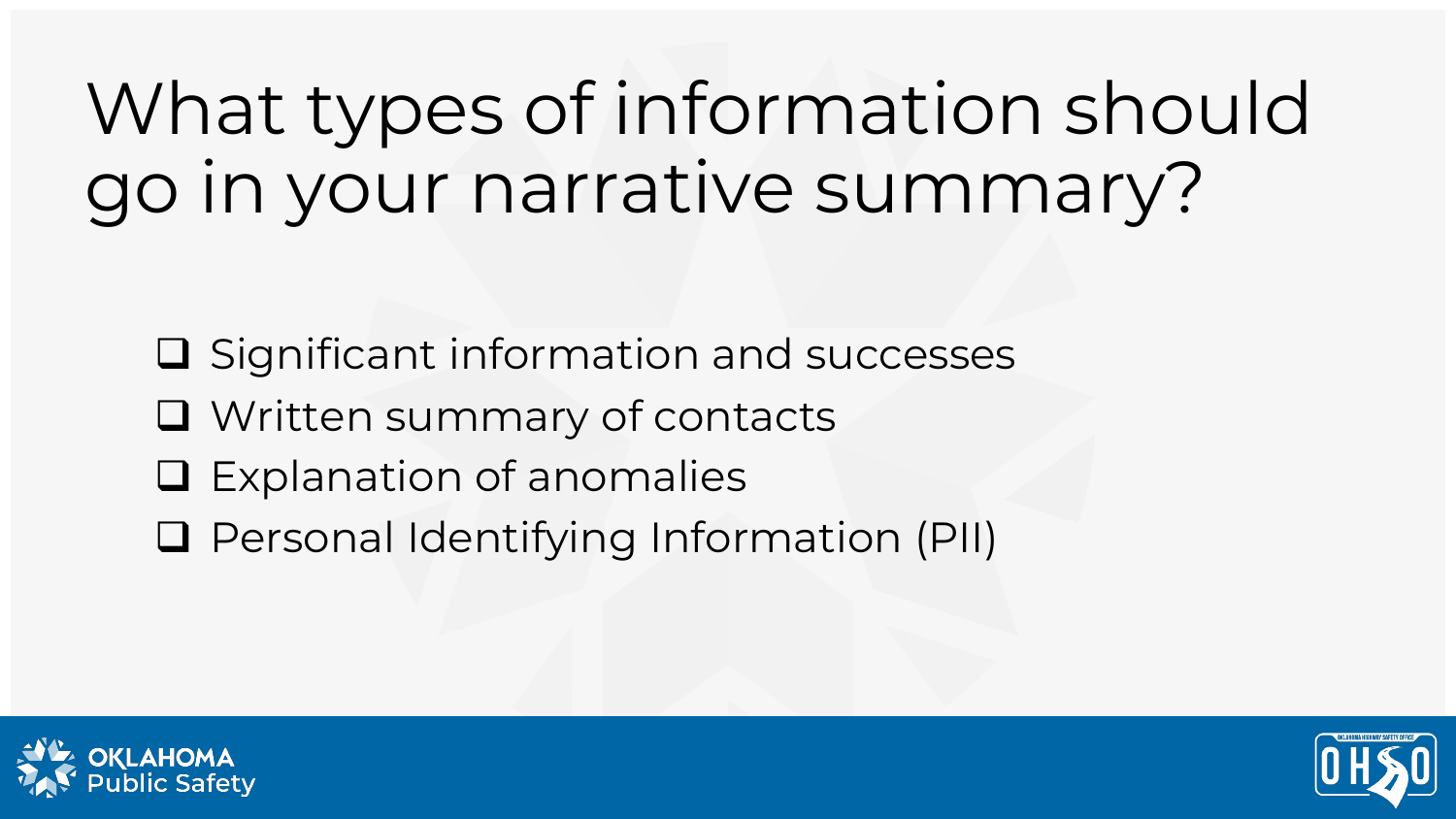# What types of information should go in your narrative summary?

- [ ] Significant information and successes
- [ ] Written summary of contacts
- [ ] Explanation of anomalies
- [ ] Personal Identifying Information (PII)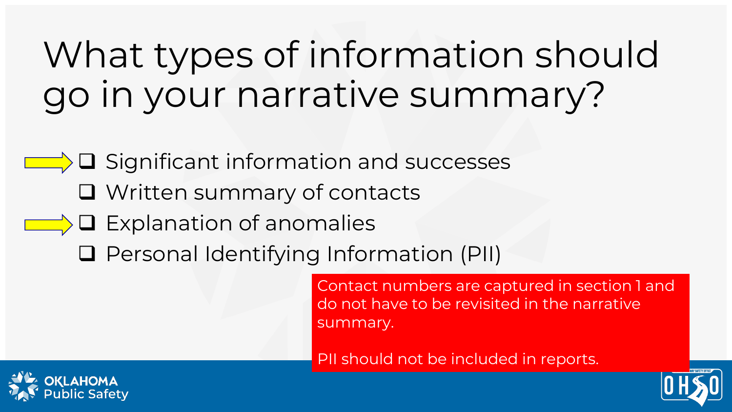# What types of information should go in your narrative summary?

- ❑ Significant information and successes
- ❑ Written summary of contacts
- ❑ Explanation of anomalies
- ❑ Personal Identifying Information (PII)

Contact numbers are captured in section 1 and do not have to be revisited in the narrative summary.

PII should not be included in reports.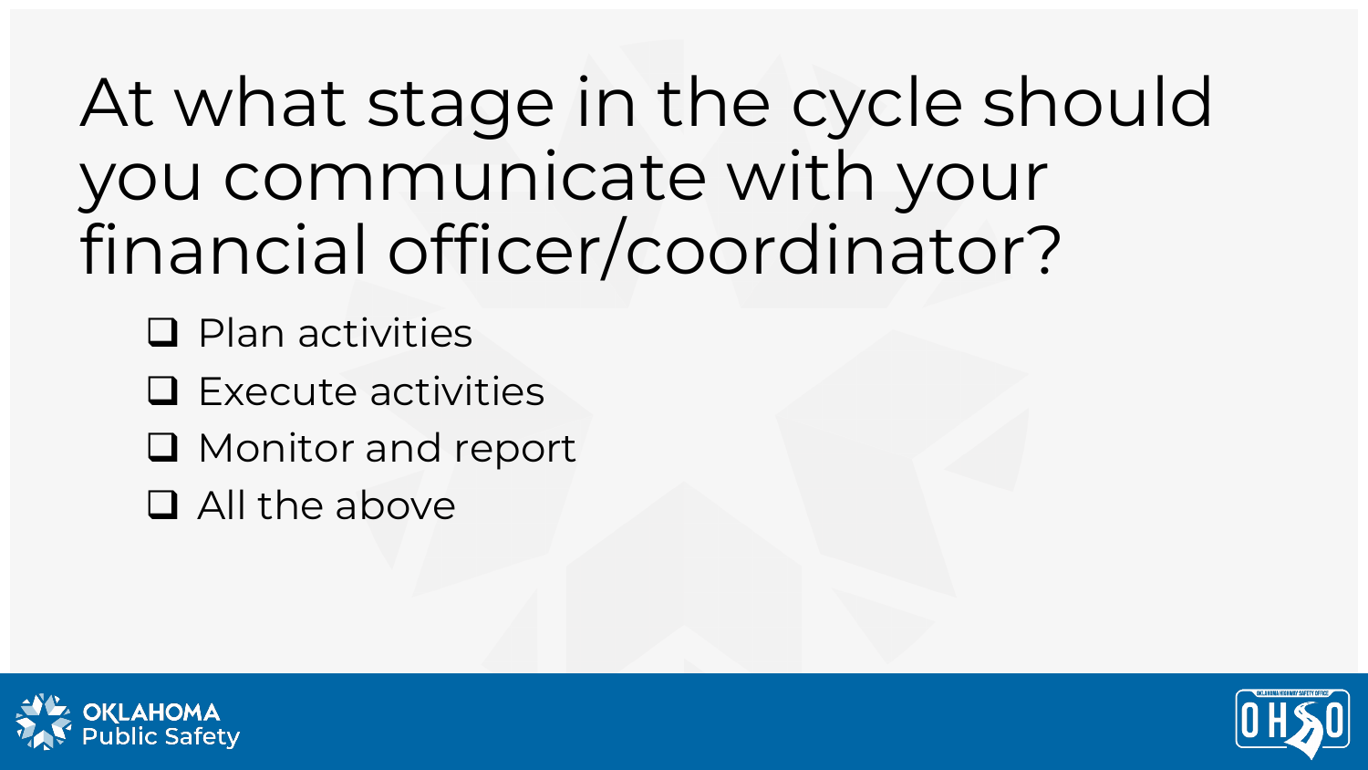# At what stage in the cycle should you communicate with your financial officer/coordinator?

- [ ] Plan activities
- [ ] Execute activities
- [ ] Monitor and report
- [ ] All the above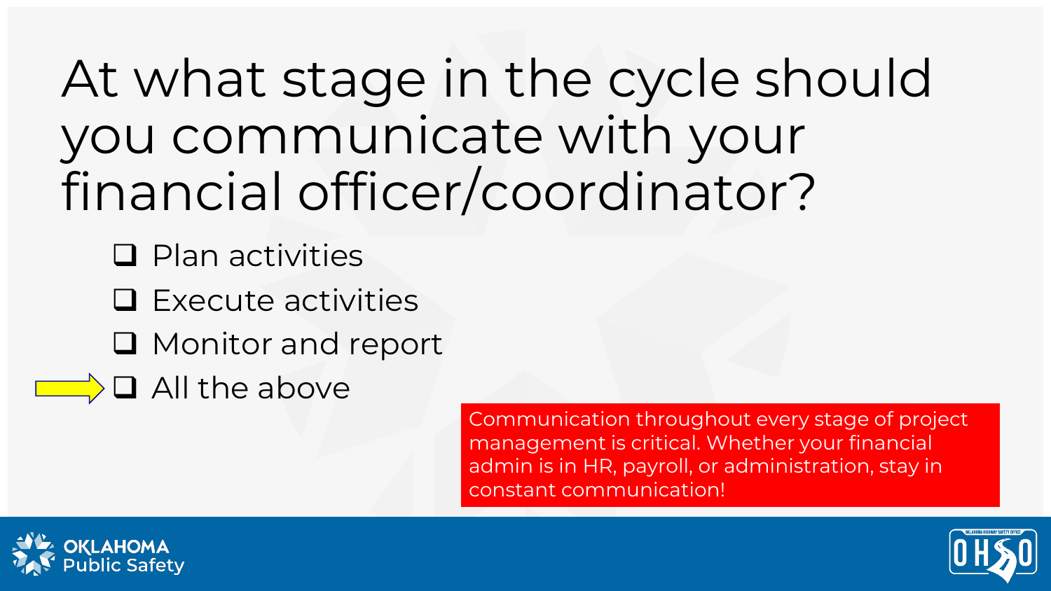# At what stage in the cycle should you communicate with your financial officer/coordinator?

- ❑ Plan activities
- ❑ Execute activities
- ❑ Monitor and report
- ❑ All the above

Communication throughout every stage of project management is critical. Whether your financial admin is in HR, payroll, or administration, stay in constant communication!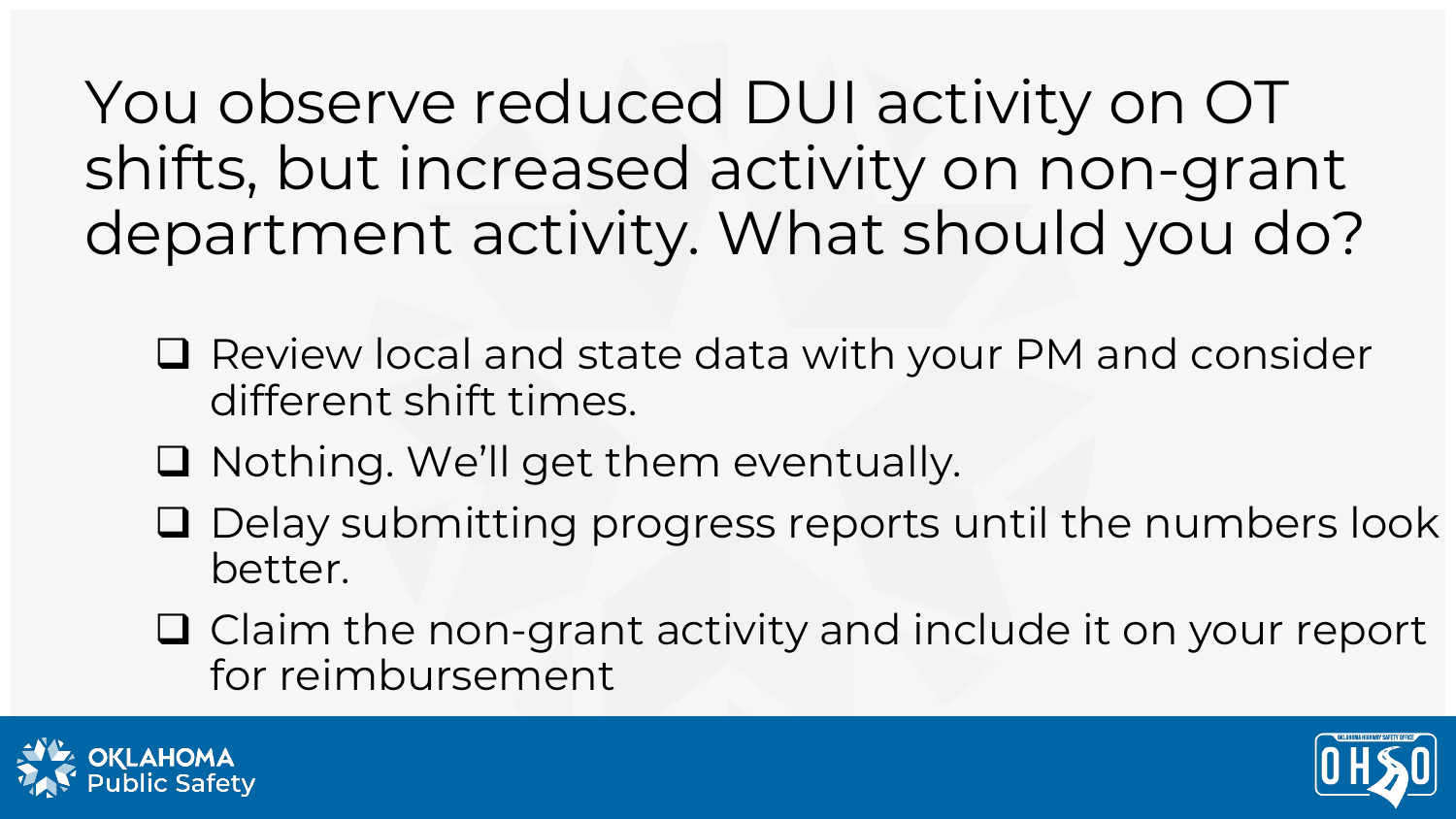# You observe reduced DUI activity on OT shifts, but increased activity on non-grant department activity. What should you do?

- ❑ Review local and state data with your PM and consider different shift times.
- ❑ Nothing. We’ll get them eventually.
- ❑ Delay submitting progress reports until the numbers look better.
- ❑ Claim the non-grant activity and include it on your report for reimbursement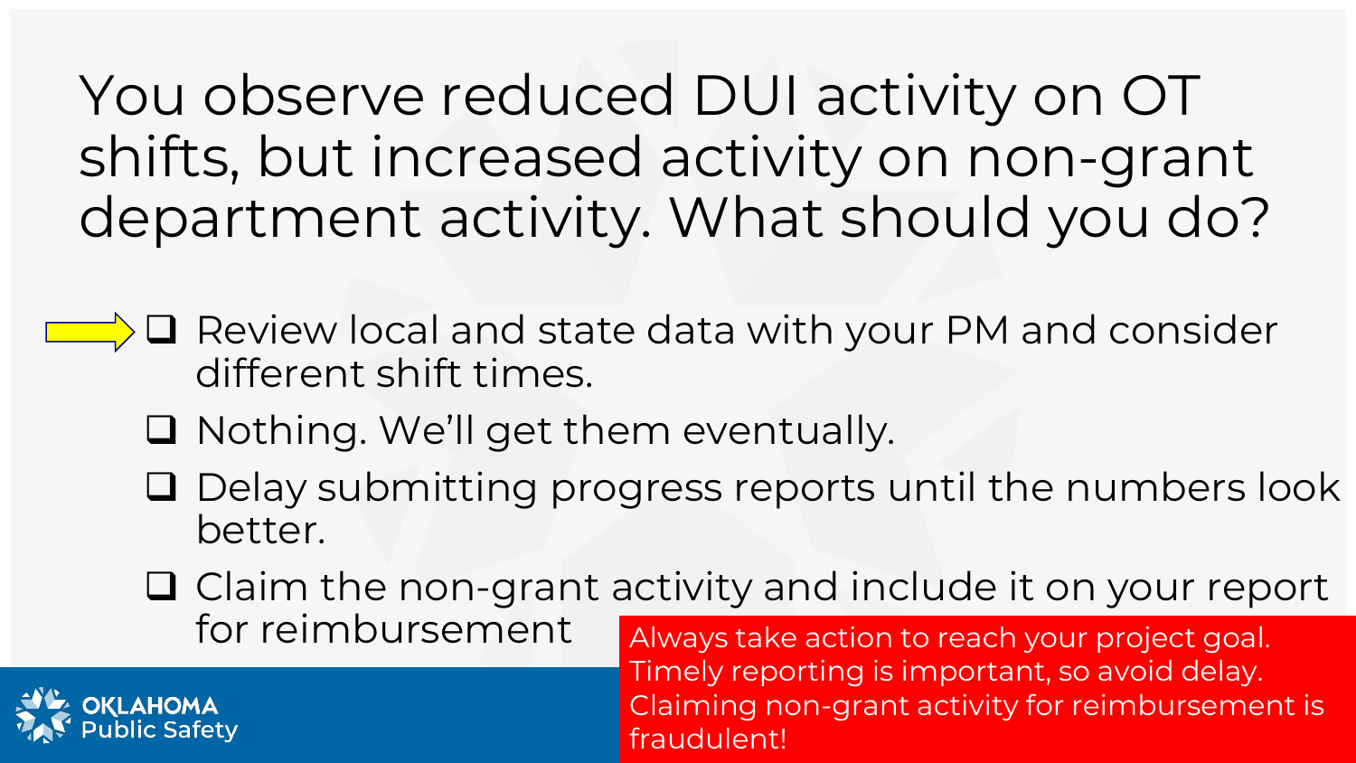# You observe reduced DUI activity on OT shifts, but increased activity on non-grant department activity. What should you do?

- ❑ Review local and state data with your PM and consider different shift times.
- ❑ Nothing. We'll get them eventually.
- ❑ Delay submitting progress reports until the numbers look better.
- ❑ Claim the non-grant activity and include it on your report for reimbursement

Always take action to reach your project goal. Timely reporting is important, so avoid delay. Claiming non-grant activity for reimbursement is fraudulent!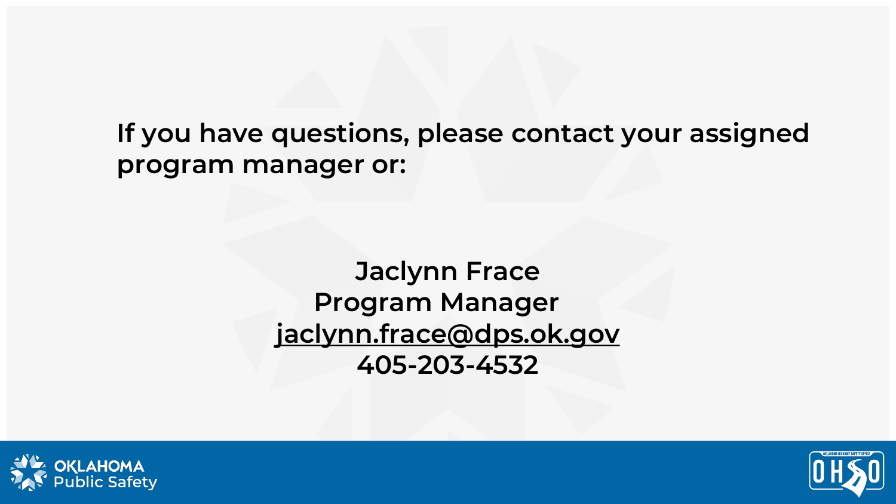**If you have questions, please contact your assigned program manager or:**

**Jaclynn Frace**
**Program Manager**
**jaclynn.frace@dps.ok.gov**
**405-203-4532**